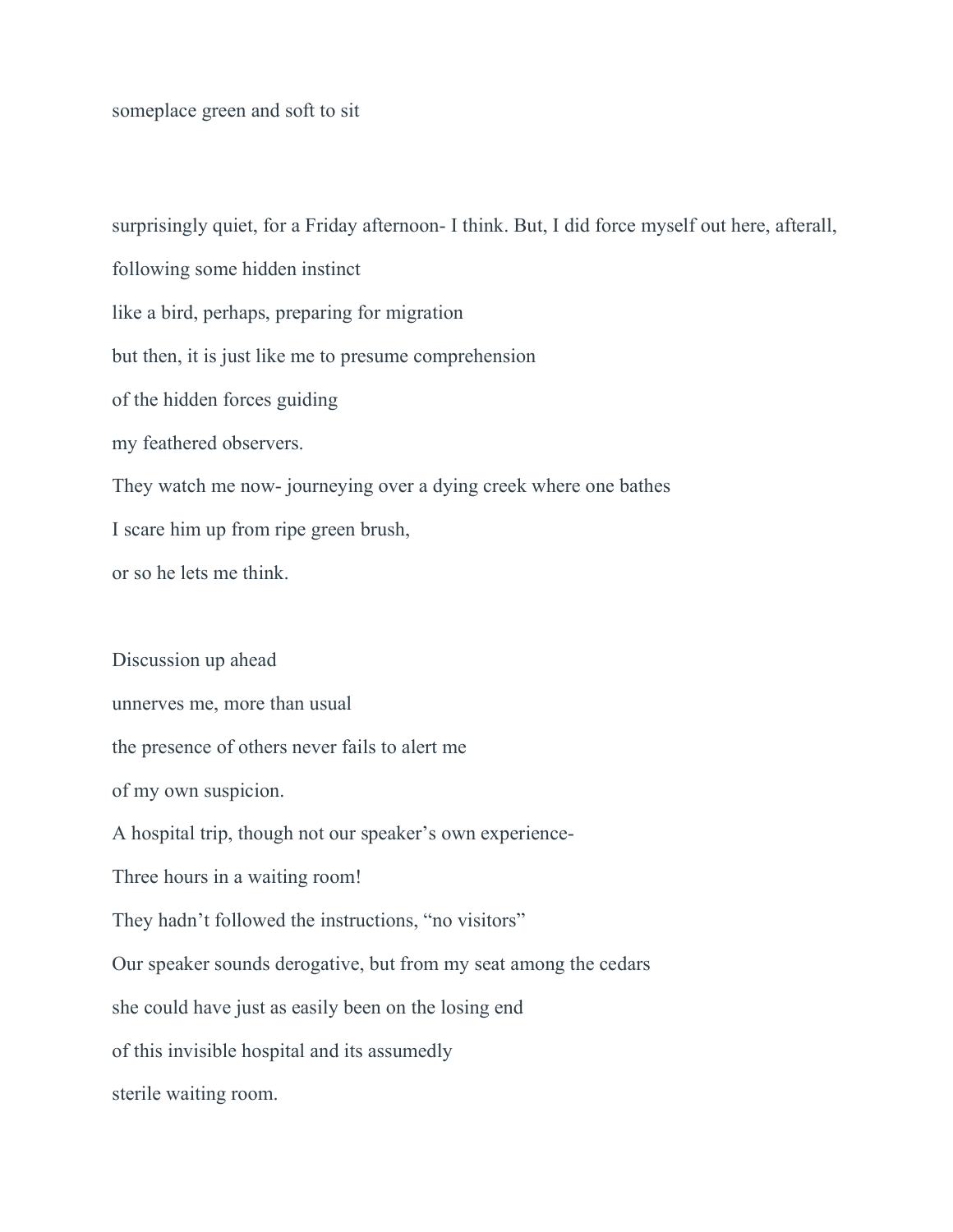someplace green and soft to sit

surprisingly quiet, for a Friday afternoon- I think. But, I did force myself out here, afterall,

following some hidden instinct

like a bird, perhaps, preparing for migration

but then, it is just like me to presume comprehension

of the hidden forces guiding

my feathered observers.

They watch me now- journeying over a dying creek where one bathes

I scare him up from ripe green brush,

or so he lets me think.

Discussion up ahead

unnerves me, more than usual

the presence of others never fails to alert me

of my own suspicion.

A hospital trip, though not our speaker's own experience-

Three hours in a waiting room!

They hadn't followed the instructions, "no visitors"

Our speaker sounds derogative, but from my seat among the cedars

she could have just as easily been on the losing end

of this invisible hospital and its assumedly

sterile waiting room.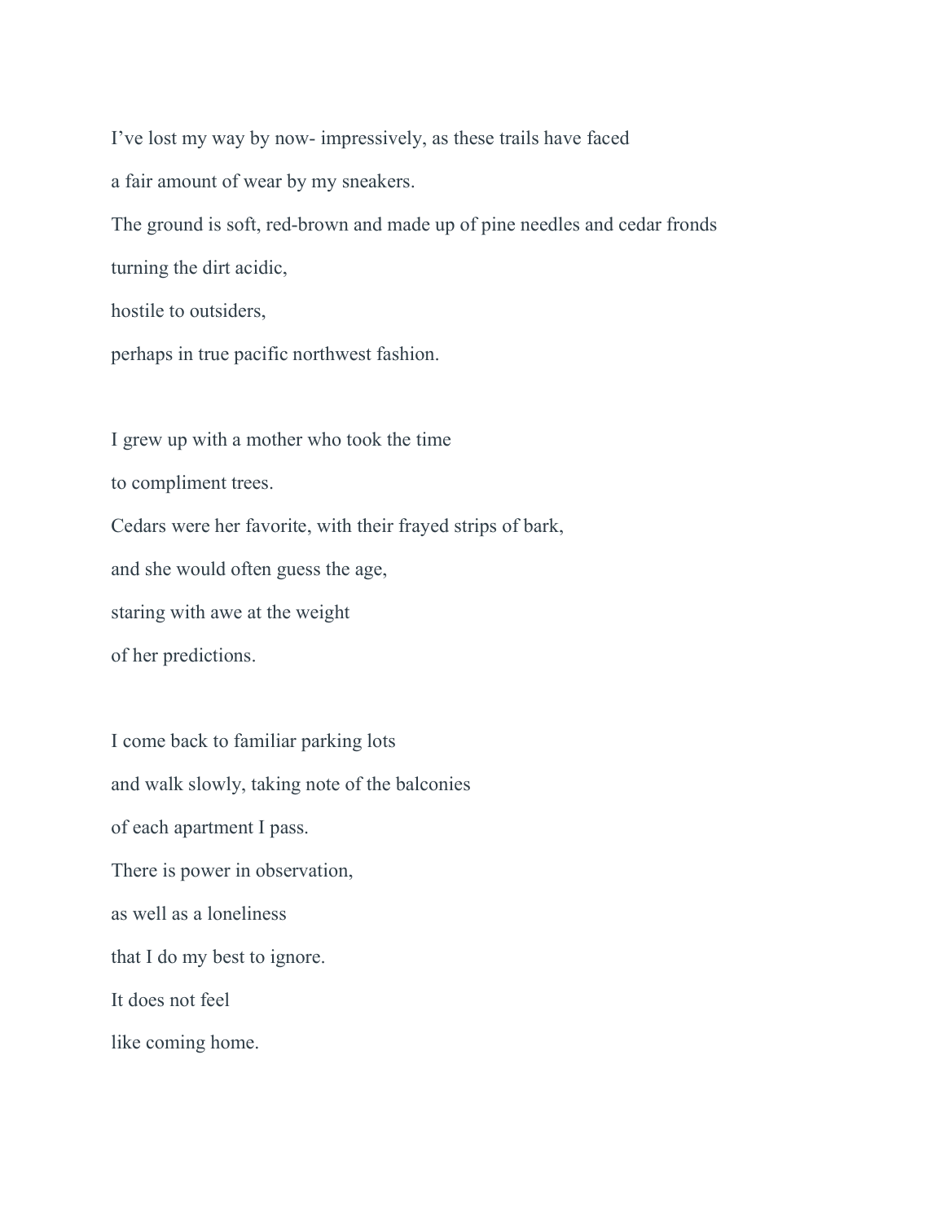I’ve lost my way by now- impressively, as these trails have faced  
a fair amount of wear by my sneakers.  
The ground is soft, red-brown and made up of pine needles and cedar fronds  
turning the dirt acidic,  
hostile to outsiders,  
perhaps in true pacific northwest fashion.

I grew up with a mother who took the time  
to compliment trees.  
Cedars were her favorite, with their frayed strips of bark,  
and she would often guess the age,  
staring with awe at the weight  
of her predictions.

I come back to familiar parking lots  
and walk slowly, taking note of the balconies  
of each apartment I pass.  
There is power in observation,  
as well as a loneliness  
that I do my best to ignore.  
It does not feel  
like coming home.